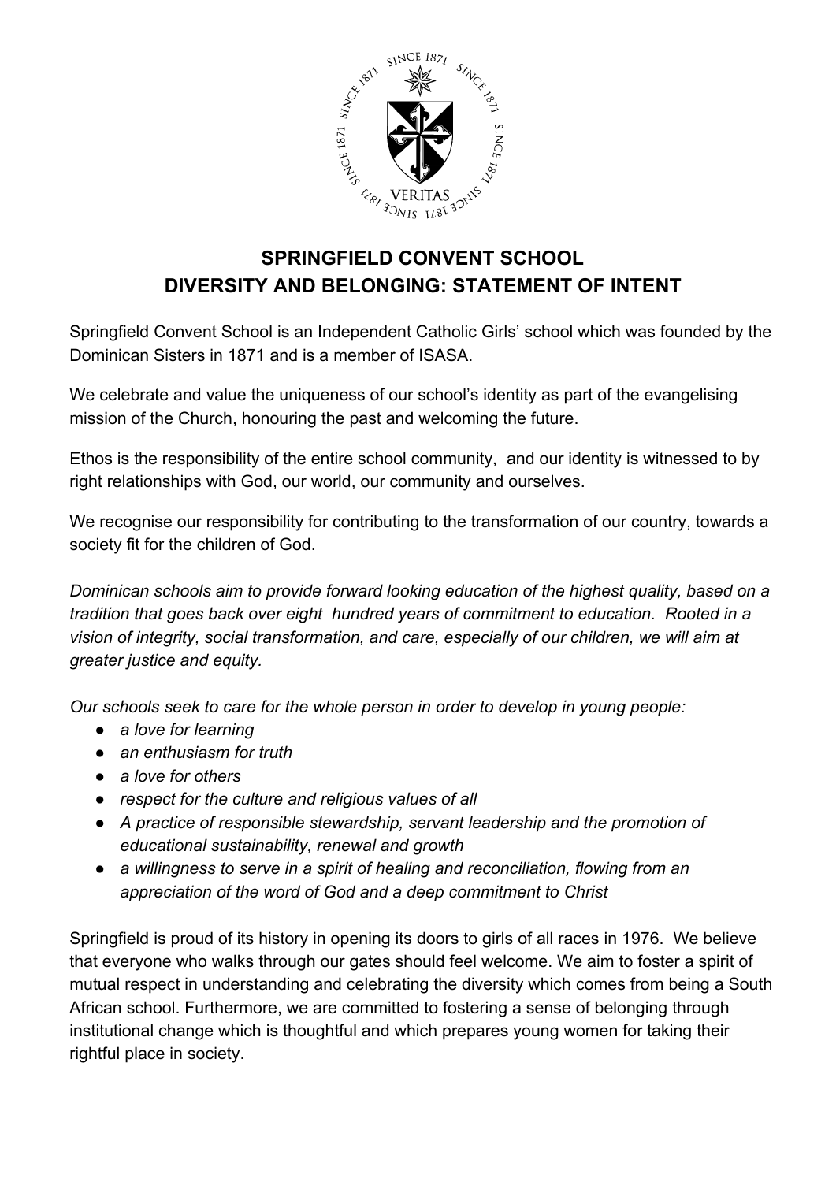# SPRINGFIELD CONVENT SCHOOL
# DIVERSITY AND BELONGING: STATEMENT OF INTENT

Springfield Convent School is an Independent Catholic Girls' school which was founded by the Dominican Sisters in 1871 and is a member of ISASA.

We celebrate and value the uniqueness of our school's identity as part of the evangelising mission of the Church, honouring the past and welcoming the future.

Ethos is the responsibility of the entire school community, and our identity is witnessed to by right relationships with God, our world, our community and ourselves.

We recognise our responsibility for contributing to the transformation of our country, towards a society fit for the children of God.

*Dominican schools aim to provide forward looking education of the highest quality, based on a tradition that goes back over eight hundred years of commitment to education. Rooted in a vision of integrity, social transformation, and care, especially of our children, we will aim at greater justice and equity.*

*Our schools seek to care for the whole person in order to develop in young people:*

- *a love for learning*
- *an enthusiasm for truth*
- *a love for others*
- *respect for the culture and religious values of all*
- *A practice of responsible stewardship, servant leadership and the promotion of educational sustainability, renewal and growth*
- *a willingness to serve in a spirit of healing and reconciliation, flowing from an appreciation of the word of God and a deep commitment to Christ*

Springfield is proud of its history in opening its doors to girls of all races in 1976. We believe that everyone who walks through our gates should feel welcome. We aim to foster a spirit of mutual respect in understanding and celebrating the diversity which comes from being a South African school. Furthermore, we are committed to fostering a sense of belonging through institutional change which is thoughtful and which prepares young women for taking their rightful place in society.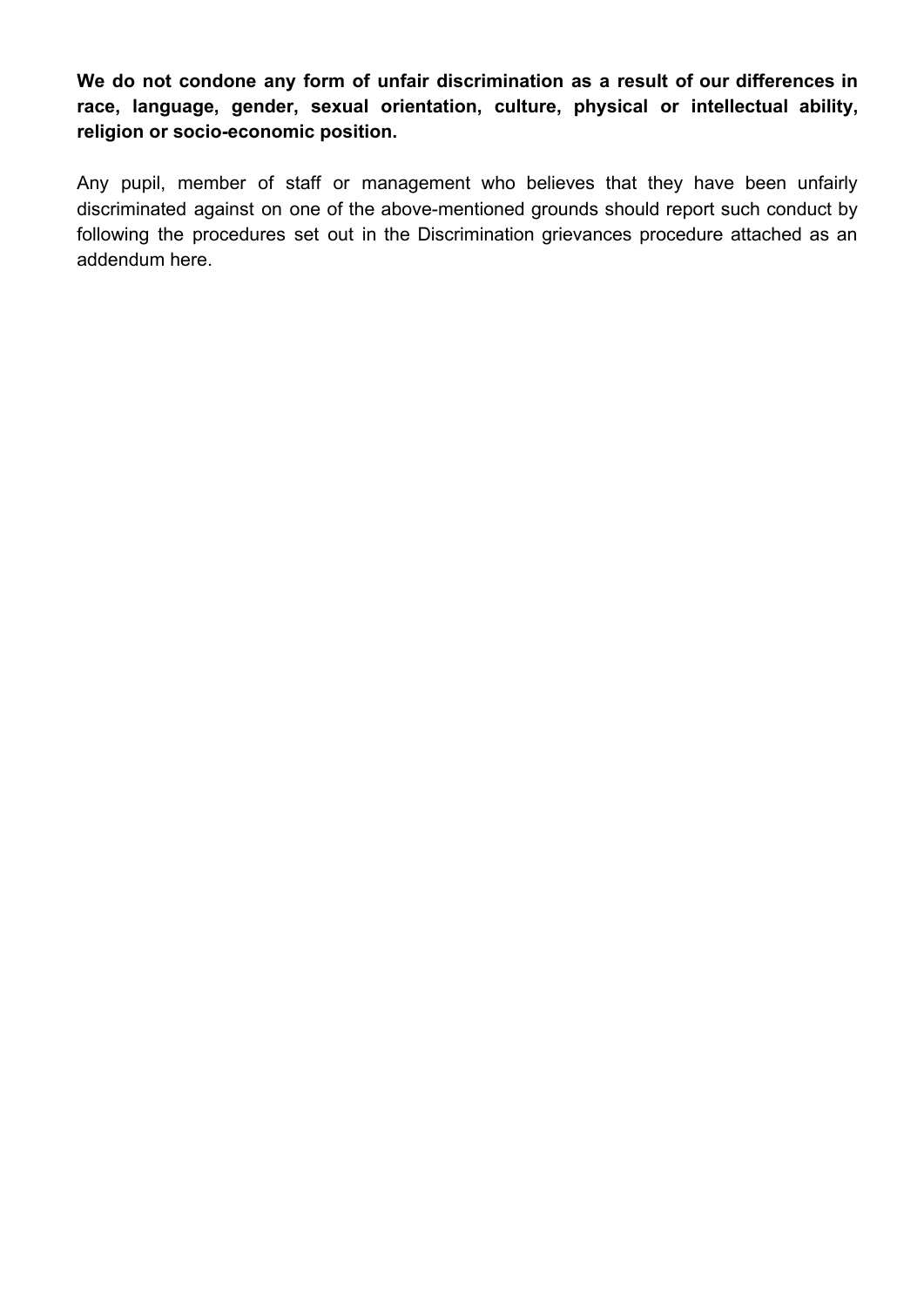**We do not condone any form of unfair discrimination as a result of our differences in race, language, gender, sexual orientation, culture, physical or intellectual ability, religion or socio-economic position.**

Any pupil, member of staff or management who believes that they have been unfairly discriminated against on one of the above-mentioned grounds should report such conduct by following the procedures set out in the Discrimination grievances procedure attached as an addendum here.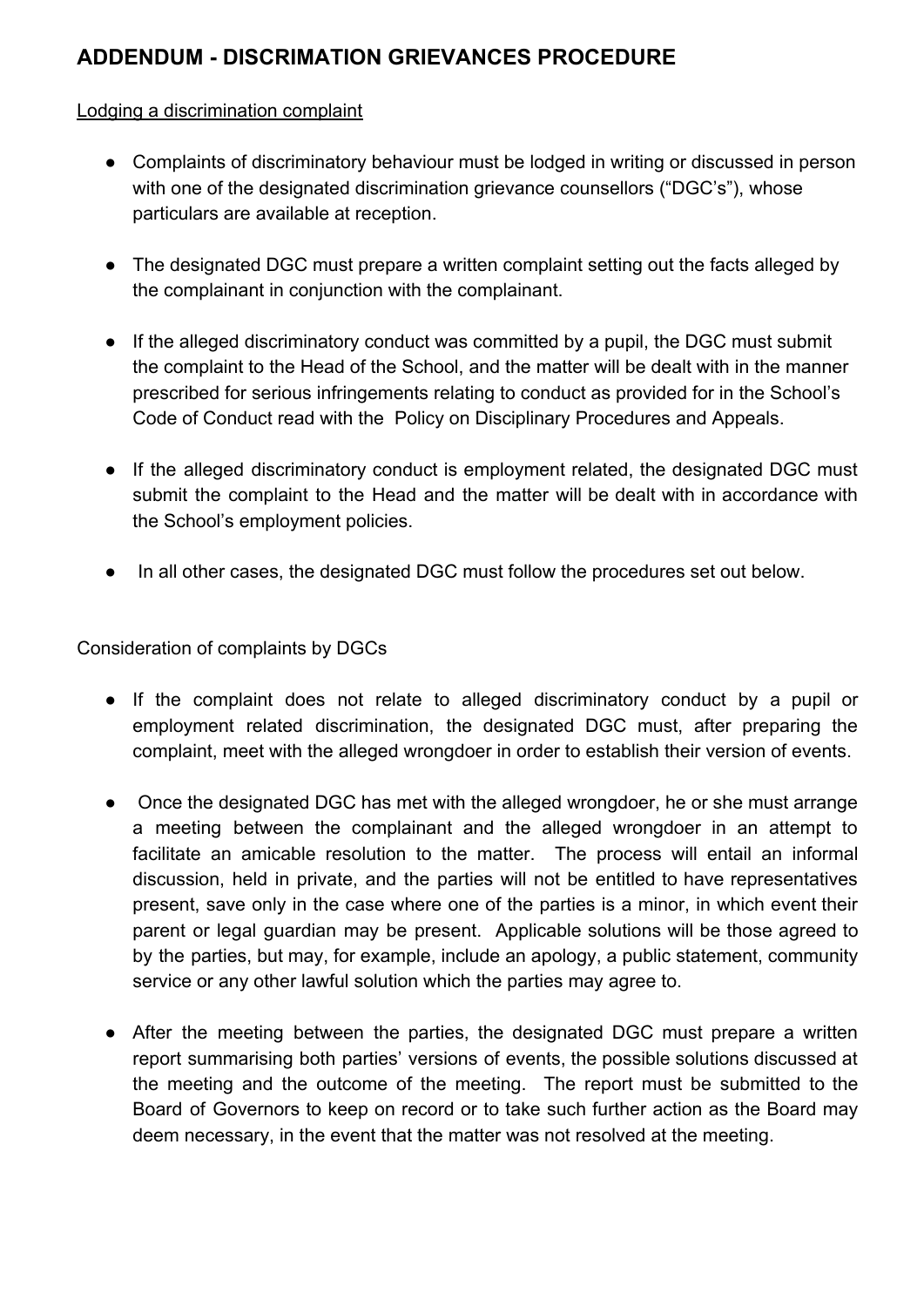# ADDENDUM - DISCRIMATION GRIEVANCES PROCEDURE

Lodging a discrimination complaint

- Complaints of discriminatory behaviour must be lodged in writing or discussed in person with one of the designated discrimination grievance counsellors ("DGC's"), whose particulars are available at reception.

- The designated DGC must prepare a written complaint setting out the facts alleged by the complainant in conjunction with the complainant.

- If the alleged discriminatory conduct was committed by a pupil, the DGC must submit the complaint to the Head of the School, and the matter will be dealt with in the manner prescribed for serious infringements relating to conduct as provided for in the School's Code of Conduct read with the Policy on Disciplinary Procedures and Appeals.

- If the alleged discriminatory conduct is employment related, the designated DGC must submit the complaint to the Head and the matter will be dealt with in accordance with the School's employment policies.

- In all other cases, the designated DGC must follow the procedures set out below.

Consideration of complaints by DGCs

- If the complaint does not relate to alleged discriminatory conduct by a pupil or employment related discrimination, the designated DGC must, after preparing the complaint, meet with the alleged wrongdoer in order to establish their version of events.

- Once the designated DGC has met with the alleged wrongdoer, he or she must arrange a meeting between the complainant and the alleged wrongdoer in an attempt to facilitate an amicable resolution to the matter. The process will entail an informal discussion, held in private, and the parties will not be entitled to have representatives present, save only in the case where one of the parties is a minor, in which event their parent or legal guardian may be present. Applicable solutions will be those agreed to by the parties, but may, for example, include an apology, a public statement, community service or any other lawful solution which the parties may agree to.

- After the meeting between the parties, the designated DGC must prepare a written report summarising both parties' versions of events, the possible solutions discussed at the meeting and the outcome of the meeting. The report must be submitted to the Board of Governors to keep on record or to take such further action as the Board may deem necessary, in the event that the matter was not resolved at the meeting.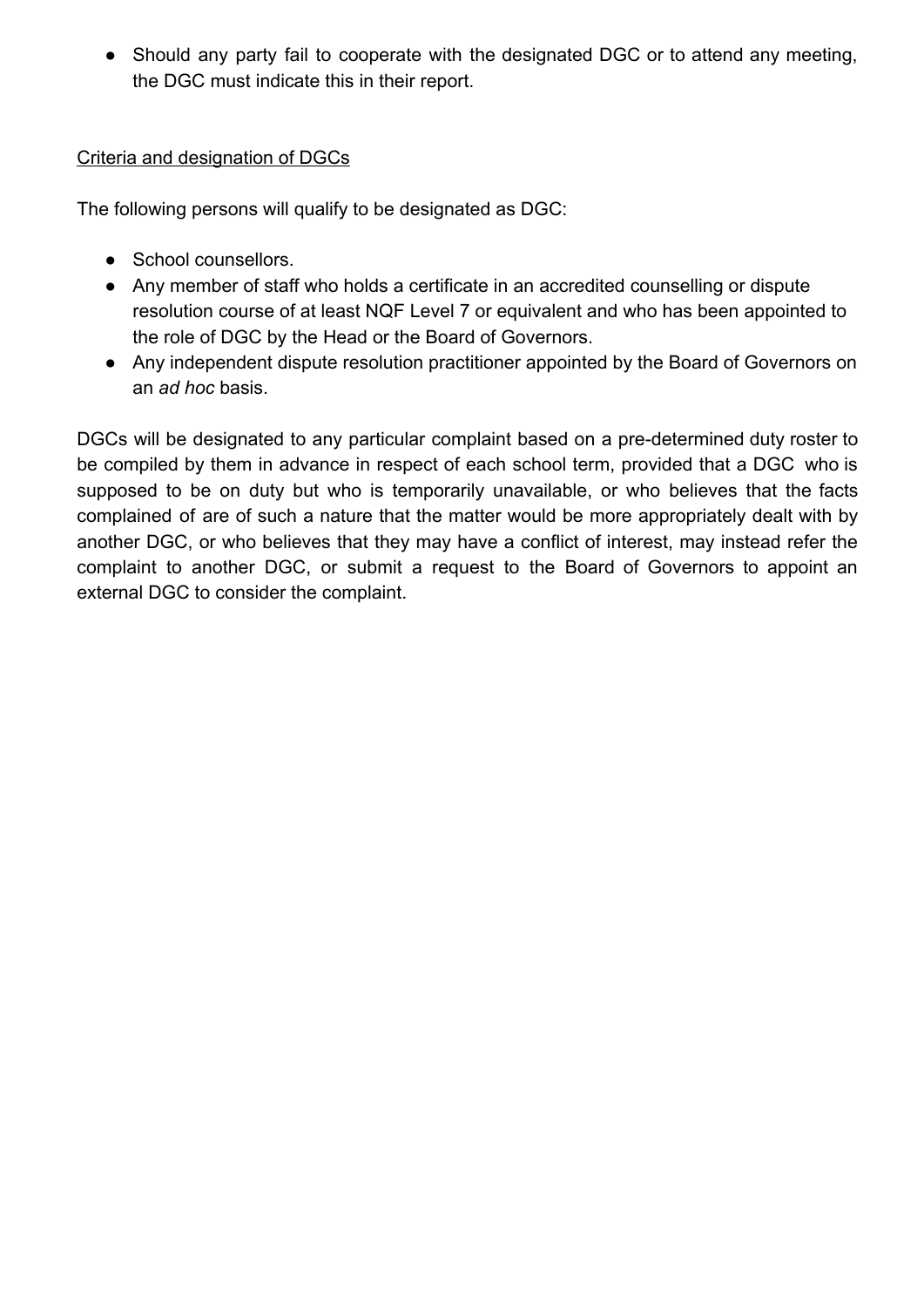- Should any party fail to cooperate with the designated DGC or to attend any meeting, the DGC must indicate this in their report.

Criteria and designation of DGCs

The following persons will qualify to be designated as DGC:

- School counsellors.
- Any member of staff who holds a certificate in an accredited counselling or dispute resolution course of at least NQF Level 7 or equivalent and who has been appointed to the role of DGC by the Head or the Board of Governors.
- Any independent dispute resolution practitioner appointed by the Board of Governors on an *ad hoc* basis.

DGCs will be designated to any particular complaint based on a pre-determined duty roster to be compiled by them in advance in respect of each school term, provided that a DGC who is supposed to be on duty but who is temporarily unavailable, or who believes that the facts complained of are of such a nature that the matter would be more appropriately dealt with by another DGC, or who believes that they may have a conflict of interest, may instead refer the complaint to another DGC, or submit a request to the Board of Governors to appoint an external DGC to consider the complaint.